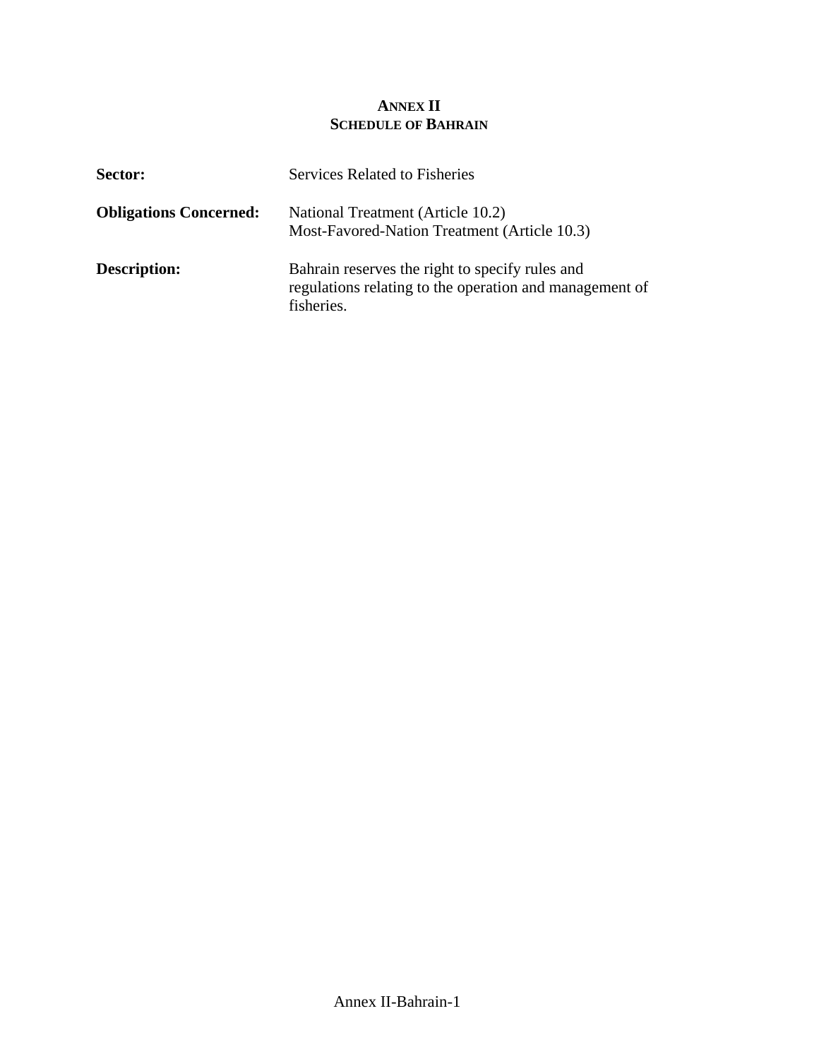# ANNEX II
## SCHEDULE OF BAHRAIN

**Sector:** Services Related to Fisheries

**Obligations Concerned:** National Treatment (Article 10.2)
Most-Favored-Nation Treatment (Article 10.3)

**Description:** Bahrain reserves the right to specify rules and regulations relating to the operation and management of fisheries.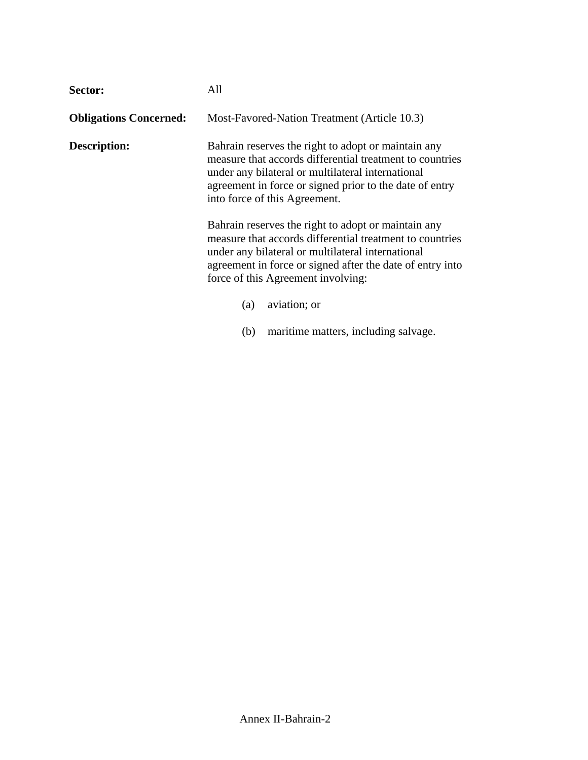**Sector:** All

**Obligations Concerned:** Most-Favored-Nation Treatment (Article 10.3)

**Description:** Bahrain reserves the right to adopt or maintain any measure that accords differential treatment to countries under any bilateral or multilateral international agreement in force or signed prior to the date of entry into force of this Agreement.

Bahrain reserves the right to adopt or maintain any measure that accords differential treatment to countries under any bilateral or multilateral international agreement in force or signed after the date of entry into force of this Agreement involving:

(a) aviation; or

(b) maritime matters, including salvage.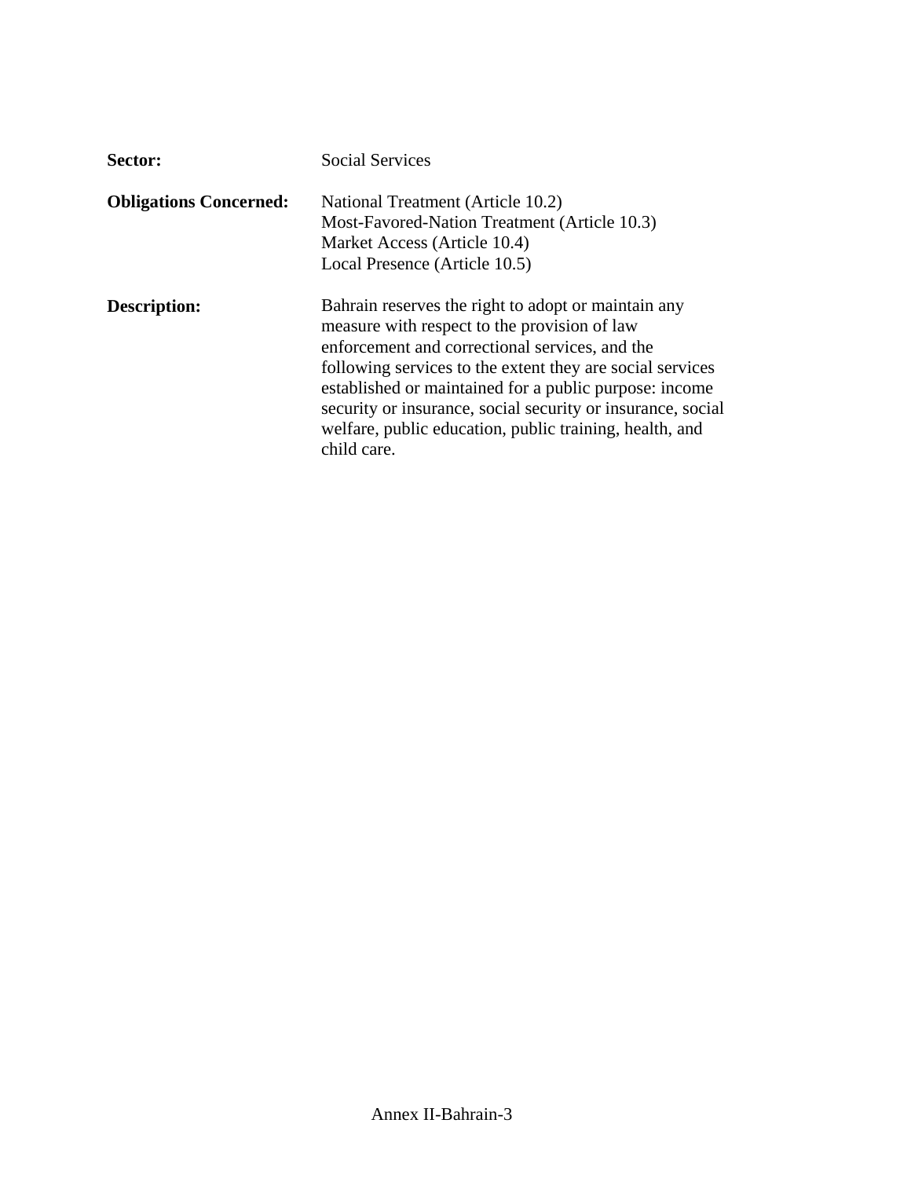**Sector:** Social Services

**Obligations Concerned:** National Treatment (Article 10.2)
Most-Favored-Nation Treatment (Article 10.3)
Market Access (Article 10.4)
Local Presence (Article 10.5)

**Description:** Bahrain reserves the right to adopt or maintain any measure with respect to the provision of law enforcement and correctional services, and the following services to the extent they are social services established or maintained for a public purpose: income security or insurance, social security or insurance, social welfare, public education, public training, health, and child care.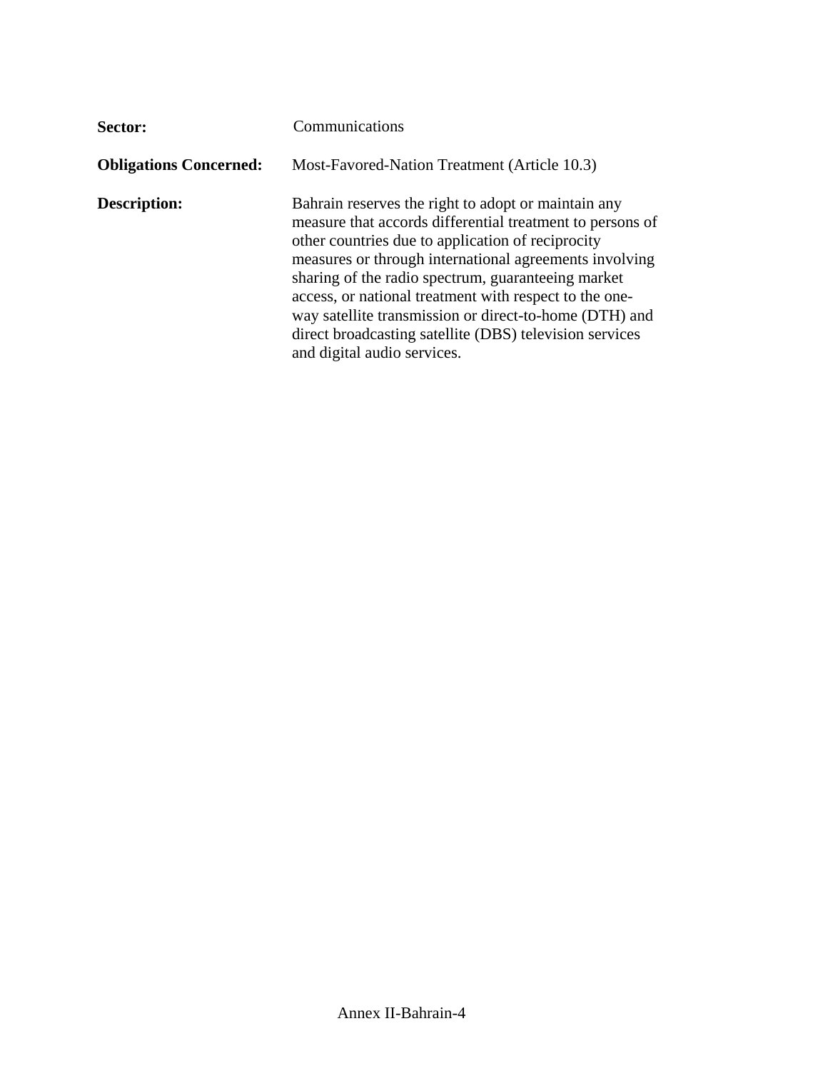**Sector:** Communications

**Obligations Concerned:** Most-Favored-Nation Treatment (Article 10.3)

**Description:** Bahrain reserves the right to adopt or maintain any measure that accords differential treatment to persons of other countries due to application of reciprocity measures or through international agreements involving sharing of the radio spectrum, guaranteeing market access, or national treatment with respect to the one-way satellite transmission or direct-to-home (DTH) and direct broadcasting satellite (DBS) television services and digital audio services.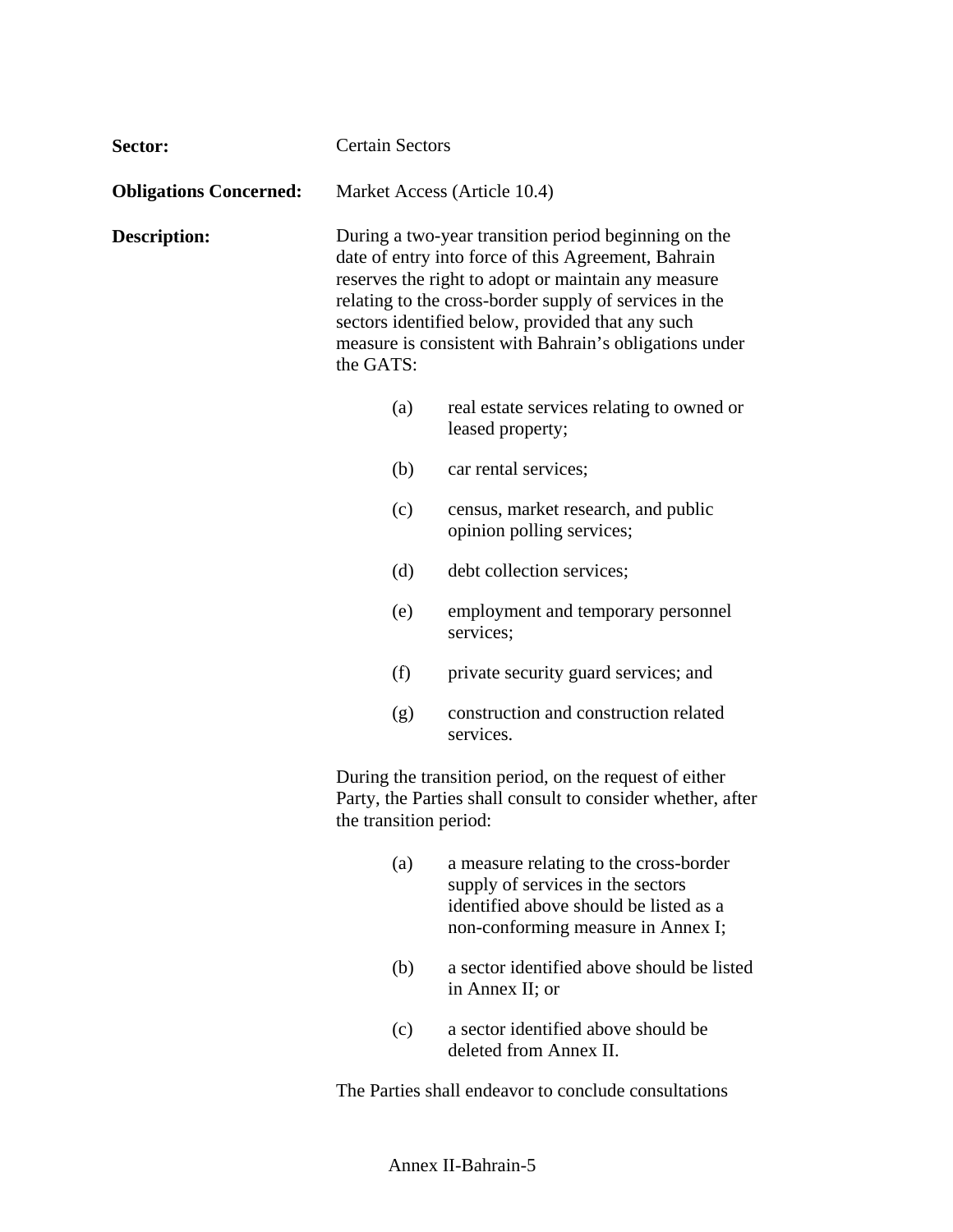**Sector:** Certain Sectors

**Obligations Concerned:** Market Access (Article 10.4)

**Description:** During a two-year transition period beginning on the date of entry into force of this Agreement, Bahrain reserves the right to adopt or maintain any measure relating to the cross-border supply of services in the sectors identified below, provided that any such measure is consistent with Bahrain's obligations under the GATS:

(a) real estate services relating to owned or leased property;

(b) car rental services;

(c) census, market research, and public opinion polling services;

(d) debt collection services;

(e) employment and temporary personnel services;

(f) private security guard services; and

(g) construction and construction related services.

During the transition period, on the request of either Party, the Parties shall consult to consider whether, after the transition period:

(a) a measure relating to the cross-border supply of services in the sectors identified above should be listed as a non-conforming measure in Annex I;

(b) a sector identified above should be listed in Annex II; or

(c) a sector identified above should be deleted from Annex II.

The Parties shall endeavor to conclude consultations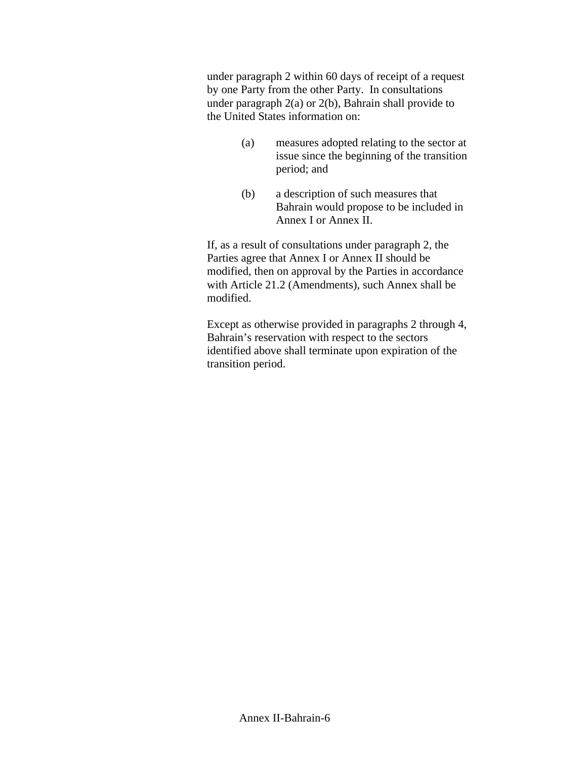under paragraph 2 within 60 days of receipt of a request by one Party from the other Party. In consultations under paragraph 2(a) or 2(b), Bahrain shall provide to the United States information on:

(a) measures adopted relating to the sector at issue since the beginning of the transition period; and

(b) a description of such measures that Bahrain would propose to be included in Annex I or Annex II.

If, as a result of consultations under paragraph 2, the Parties agree that Annex I or Annex II should be modified, then on approval by the Parties in accordance with Article 21.2 (Amendments), such Annex shall be modified.

Except as otherwise provided in paragraphs 2 through 4, Bahrain's reservation with respect to the sectors identified above shall terminate upon expiration of the transition period.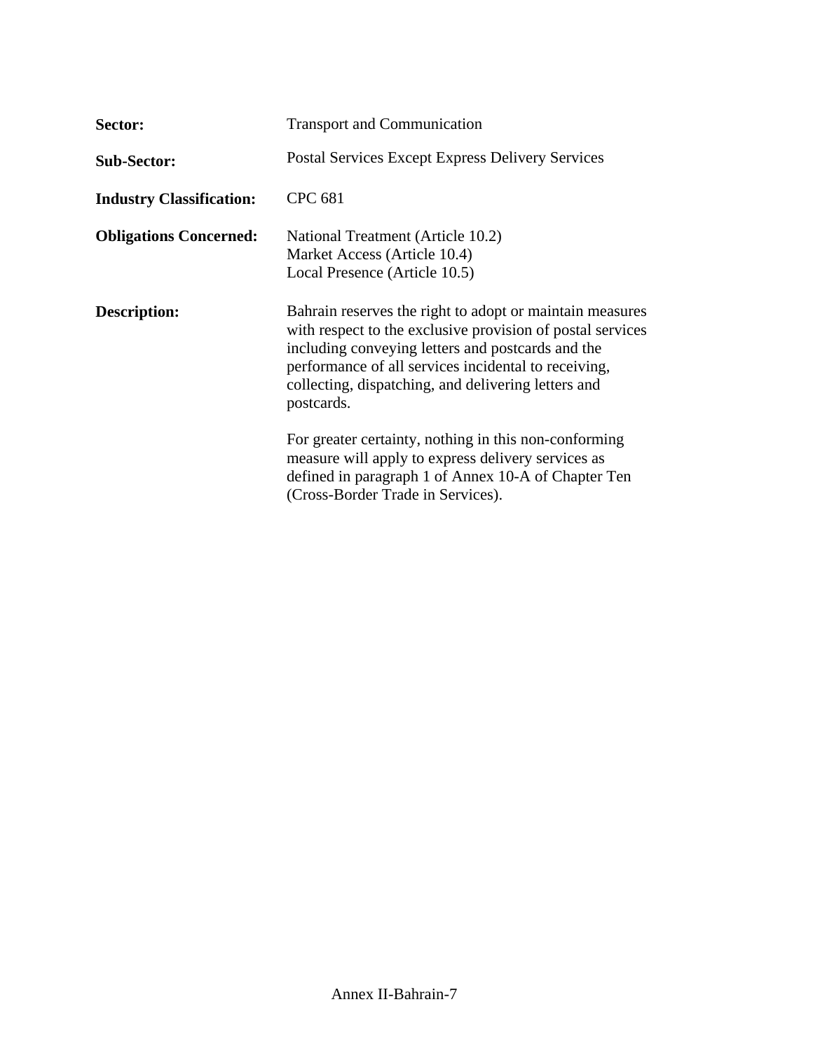| | |
|---|---|
| **Sector:** | Transport and Communication |
| **Sub-Sector:** | Postal Services Except Express Delivery Services |
| **Industry Classification:** | CPC 681 |
| **Obligations Concerned:** | National Treatment (Article 10.2)<br>Market Access (Article 10.4)<br>Local Presence (Article 10.5) |
| **Description:** | Bahrain reserves the right to adopt or maintain measures with respect to the exclusive provision of postal services including conveying letters and postcards and the performance of all services incidental to receiving, collecting, dispatching, and delivering letters and postcards.<br><br>For greater certainty, nothing in this non-conforming measure will apply to express delivery services as defined in paragraph 1 of Annex 10-A of Chapter Ten (Cross-Border Trade in Services). |